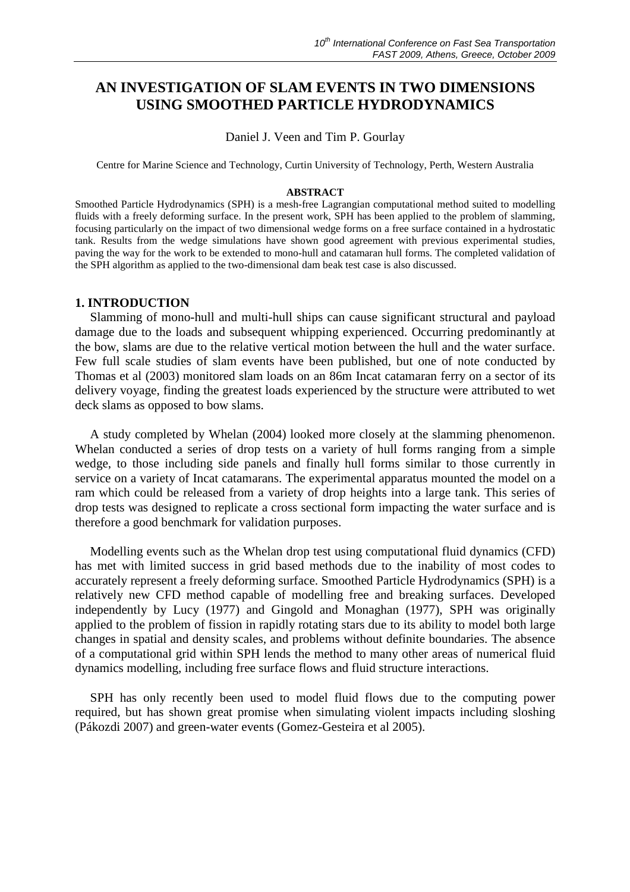# AN INVESTIGATION OF SLAM EVENTS IN TWO DIMENSIONS USING SMOOTHED PARTICLE HYDRODYNAMICS

Daniel J. Veen and Tim P. Gourlay

Centre for Marine Science and Technology, Curtin University of Technology, Perth, Western Australia

**ABSTRACT**

Smoothed Particle Hydrodynamics (SPH) is a mesh-free Lagrangian computational method suited to modelling fluids with a freely deforming surface. In the present work, SPH has been applied to the problem of slamming, focusing particularly on the impact of two dimensional wedge forms on a free surface contained in a hydrostatic tank. Results from the wedge simulations have shown good agreement with previous experimental studies, paving the way for the work to be extended to mono-hull and catamaran hull forms. The completed validation of the SPH algorithm as applied to the two-dimensional dam beak test case is also discussed.

## 1. INTRODUCTION

Slamming of mono-hull and multi-hull ships can cause significant structural and payload damage due to the loads and subsequent whipping experienced. Occurring predominantly at the bow, slams are due to the relative vertical motion between the hull and the water surface. Few full scale studies of slam events have been published, but one of note conducted by Thomas et al (2003) monitored slam loads on an 86m Incat catamaran ferry on a sector of its delivery voyage, finding the greatest loads experienced by the structure were attributed to wet deck slams as opposed to bow slams.

A study completed by Whelan (2004) looked more closely at the slamming phenomenon. Whelan conducted a series of drop tests on a variety of hull forms ranging from a simple wedge, to those including side panels and finally hull forms similar to those currently in service on a variety of Incat catamarans. The experimental apparatus mounted the model on a ram which could be released from a variety of drop heights into a large tank. This series of drop tests was designed to replicate a cross sectional form impacting the water surface and is therefore a good benchmark for validation purposes.

Modelling events such as the Whelan drop test using computational fluid dynamics (CFD) has met with limited success in grid based methods due to the inability of most codes to accurately represent a freely deforming surface. Smoothed Particle Hydrodynamics (SPH) is a relatively new CFD method capable of modelling free and breaking surfaces. Developed independently by Lucy (1977) and Gingold and Monaghan (1977), SPH was originally applied to the problem of fission in rapidly rotating stars due to its ability to model both large changes in spatial and density scales, and problems without definite boundaries. The absence of a computational grid within SPH lends the method to many other areas of numerical fluid dynamics modelling, including free surface flows and fluid structure interactions.

SPH has only recently been used to model fluid flows due to the computing power required, but has shown great promise when simulating violent impacts including sloshing (Pákozdi 2007) and green-water events (Gomez-Gesteira et al 2005).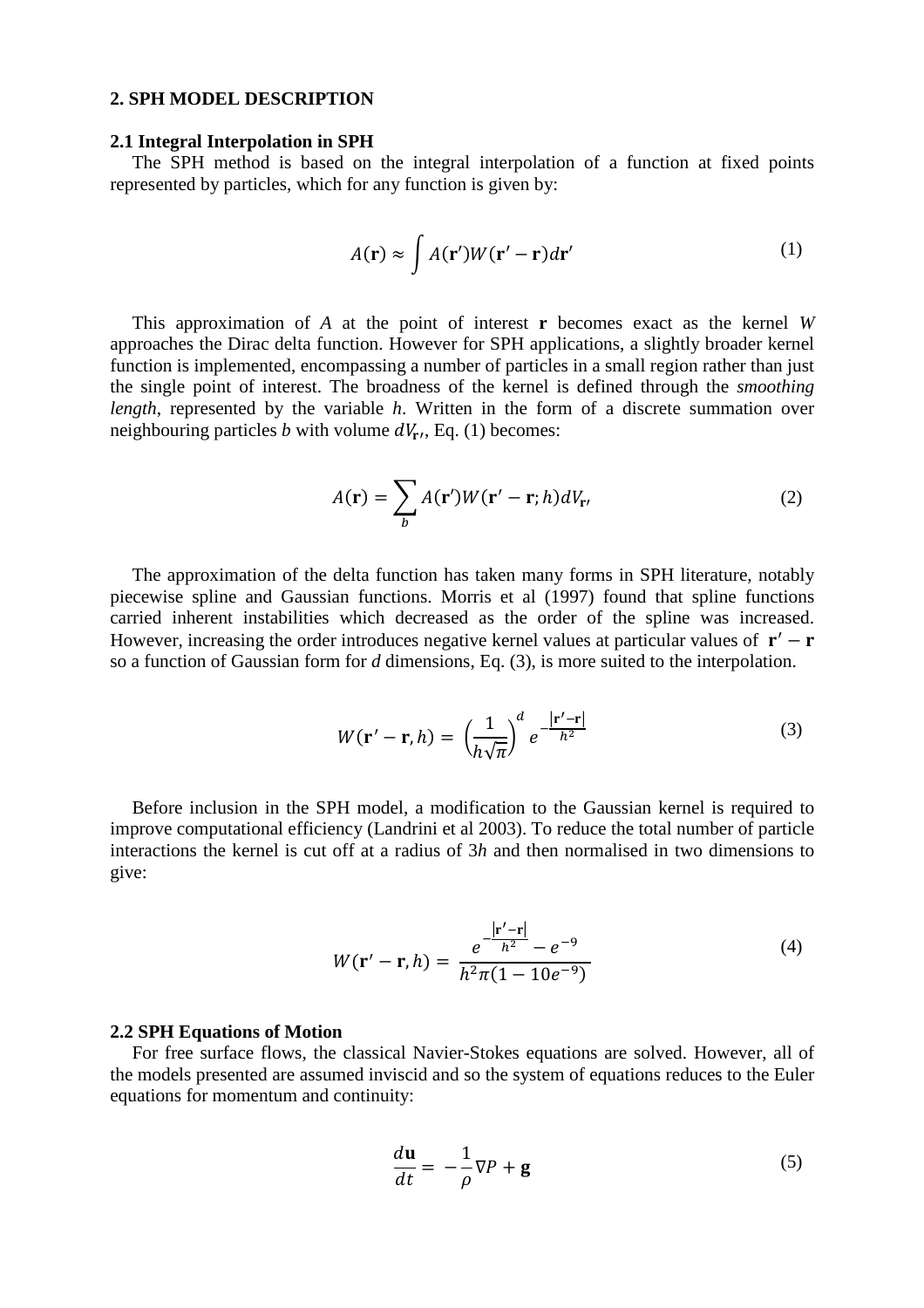## 2. SPH MODEL DESCRIPTION

### 2.1 Integral Interpolation in SPH

The SPH method is based on the integral interpolation of a function at fixed points represented by particles, which for any function is given by:

$$A(\mathbf{r}) \approx \int A(\mathbf{r}')W(\mathbf{r}' - \mathbf{r})d\mathbf{r}' \tag{1}$$

This approximation of $A$ at the point of interest $\mathbf{r}$ becomes exact as the kernel $W$ approaches the Dirac delta function. However for SPH applications, a slightly broader kernel function is implemented, encompassing a number of particles in a small region rather than just the single point of interest. The broadness of the kernel is defined through the *smoothing length*, represented by the variable $h$. Written in the form of a discrete summation over neighbouring particles $b$ with volume $dV_{\mathbf{r}'}$, Eq. (1) becomes:

$$A(\mathbf{r}) = \sum_{b} A(\mathbf{r}')W(\mathbf{r}' - \mathbf{r}; h)dV_{\mathbf{r}'} \tag{2}$$

The approximation of the delta function has taken many forms in SPH literature, notably piecewise spline and Gaussian functions. Morris et al (1997) found that spline functions carried inherent instabilities which decreased as the order of the spline was increased. However, increasing the order introduces negative kernel values at particular values of $\mathbf{r}' - \mathbf{r}$ so a function of Gaussian form for $d$ dimensions, Eq. (3), is more suited to the interpolation.

$$W(\mathbf{r}' - \mathbf{r}, h) = \left(\frac{1}{h\sqrt{\pi}}\right)^{d} e^{-\frac{|\mathbf{r}' - \mathbf{r}|}{h^2}} \tag{3}$$

Before inclusion in the SPH model, a modification to the Gaussian kernel is required to improve computational efficiency (Landrini et al 2003). To reduce the total number of particle interactions the kernel is cut off at a radius of 3$h$ and then normalised in two dimensions to give:

$$W(\mathbf{r}' - \mathbf{r}, h) = \frac{e^{-\frac{|\mathbf{r}' - \mathbf{r}|}{h^2}} - e^{-9}}{h^2\pi(1 - 10e^{-9})} \tag{4}$$

### 2.2 SPH Equations of Motion

For free surface flows, the classical Navier-Stokes equations are solved. However, all of the models presented are assumed inviscid and so the system of equations reduces to the Euler equations for momentum and continuity:

$$\frac{d\mathbf{u}}{dt} = -\frac{1}{\rho}\nabla P + \mathbf{g} \tag{5}$$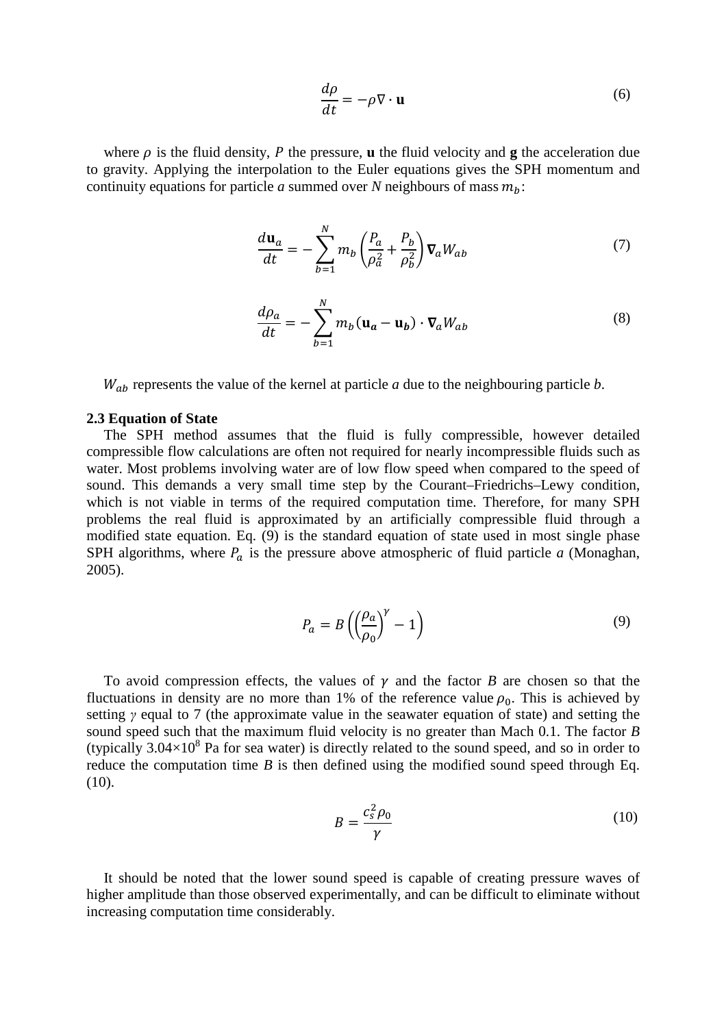$$\frac{d\rho}{dt} = -\rho \nabla \cdot \mathbf{u} \tag{6}$$

where $\rho$ is the fluid density, $P$ the pressure, $\mathbf{u}$ the fluid velocity and $\mathbf{g}$ the acceleration due to gravity. Applying the interpolation to the Euler equations gives the SPH momentum and continuity equations for particle *a* summed over *N* neighbours of mass $m_b$:

$$\frac{d\mathbf{u}_a}{dt} = -\sum_{b=1}^{N} m_b \left( \frac{P_a}{\rho_a^2} + \frac{P_b}{\rho_b^2} \right) \boldsymbol{\nabla}_a W_{ab} \tag{7}$$

$$\frac{d\rho_a}{dt} = -\sum_{b=1}^{N} m_b (\mathbf{u}_a - \mathbf{u}_b) \cdot \boldsymbol{\nabla}_a W_{ab} \tag{8}$$

$W_{ab}$ represents the value of the kernel at particle *a* due to the neighbouring particle *b*.

### 2.3 Equation of State

The SPH method assumes that the fluid is fully compressible, however detailed compressible flow calculations are often not required for nearly incompressible fluids such as water. Most problems involving water are of low flow speed when compared to the speed of sound. This demands a very small time step by the Courant–Friedrichs–Lewy condition, which is not viable in terms of the required computation time. Therefore, for many SPH problems the real fluid is approximated by an artificially compressible fluid through a modified state equation. Eq. (9) is the standard equation of state used in most single phase SPH algorithms, where $P_a$ is the pressure above atmospheric of fluid particle *a* (Monaghan, 2005).

$$P_a = B \left( \left( \frac{\rho_a}{\rho_0} \right)^{\gamma} - 1 \right) \tag{9}$$

To avoid compression effects, the values of $\gamma$ and the factor *B* are chosen so that the fluctuations in density are no more than 1% of the reference value $\rho_0$. This is achieved by setting $\gamma$ equal to 7 (the approximate value in the seawater equation of state) and setting the sound speed such that the maximum fluid velocity is no greater than Mach 0.1. The factor *B* (typically $3.04 \times 10^8$ Pa for sea water) is directly related to the sound speed, and so in order to reduce the computation time *B* is then defined using the modified sound speed through Eq. (10).

$$B = \frac{c_s^2 \rho_0}{\gamma} \tag{10}$$

It should be noted that the lower sound speed is capable of creating pressure waves of higher amplitude than those observed experimentally, and can be difficult to eliminate without increasing computation time considerably.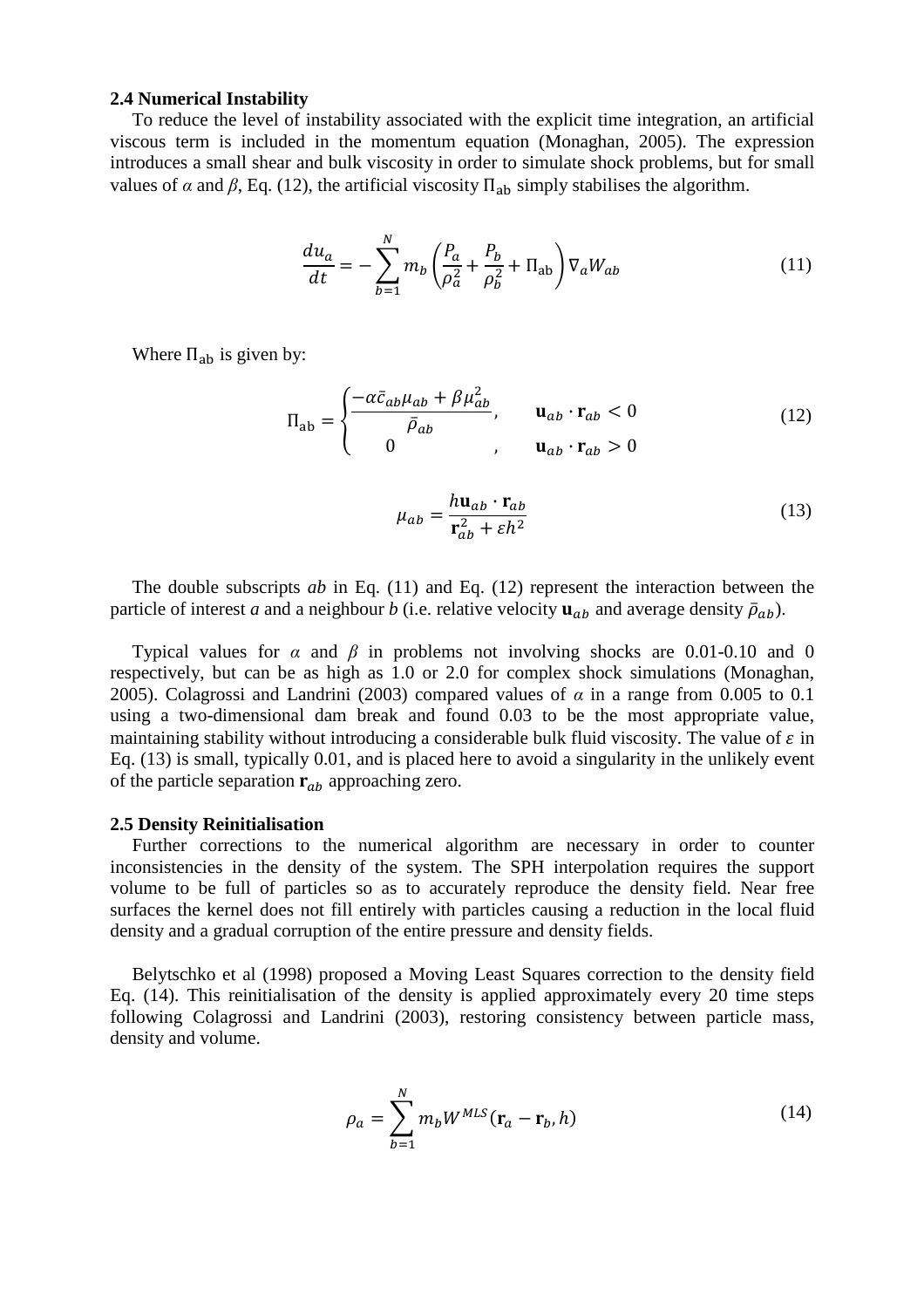### 2.4 Numerical Instability

To reduce the level of instability associated with the explicit time integration, an artificial viscous term is included in the momentum equation (Monaghan, 2005). The expression introduces a small shear and bulk viscosity in order to simulate shock problems, but for small values of $\alpha$ and $\beta$, Eq. (12), the artificial viscosity $\Pi_{\text{ab}}$ simply stabilises the algorithm.

$$\frac{du_a}{dt} = -\sum_{b=1}^{N} m_b \left( \frac{P_a}{\rho_a^2} + \frac{P_b}{\rho_b^2} + \Pi_{\text{ab}} \right) \nabla_a W_{ab} \tag{11}$$

Where $\Pi_{\text{ab}}$ is given by:

$$\Pi_{\text{ab}} = \begin{cases} \dfrac{-\alpha \bar{c}_{ab} \mu_{ab} + \beta \mu_{ab}^2}{\bar{\rho}_{ab}}, & \mathbf{u}_{ab} \cdot \mathbf{r}_{ab} < 0 \\ 0 \qquad , & \mathbf{u}_{ab} \cdot \mathbf{r}_{ab} > 0 \end{cases} \tag{12}$$

$$\mu_{ab} = \frac{h \mathbf{u}_{ab} \cdot \mathbf{r}_{ab}}{\mathbf{r}_{ab}^2 + \varepsilon h^2} \tag{13}$$

The double subscripts *ab* in Eq. (11) and Eq. (12) represent the interaction between the particle of interest *a* and a neighbour *b* (i.e. relative velocity $\mathbf{u}_{ab}$ and average density $\bar{\rho}_{ab}$).

Typical values for $\alpha$ and $\beta$ in problems not involving shocks are 0.01-0.10 and 0 respectively, but can be as high as 1.0 or 2.0 for complex shock simulations (Monaghan, 2005). Colagrossi and Landrini (2003) compared values of $\alpha$ in a range from 0.005 to 0.1 using a two-dimensional dam break and found 0.03 to be the most appropriate value, maintaining stability without introducing a considerable bulk fluid viscosity. The value of $\varepsilon$ in Eq. (13) is small, typically 0.01, and is placed here to avoid a singularity in the unlikely event of the particle separation $\mathbf{r}_{ab}$ approaching zero.

### 2.5 Density Reinitialisation

Further corrections to the numerical algorithm are necessary in order to counter inconsistencies in the density of the system. The SPH interpolation requires the support volume to be full of particles so as to accurately reproduce the density field. Near free surfaces the kernel does not fill entirely with particles causing a reduction in the local fluid density and a gradual corruption of the entire pressure and density fields.

Belytschko et al (1998) proposed a Moving Least Squares correction to the density field Eq. (14). This reinitialisation of the density is applied approximately every 20 time steps following Colagrossi and Landrini (2003), restoring consistency between particle mass, density and volume.

$$\rho_a = \sum_{b=1}^{N} m_b W^{MLS}(\mathbf{r}_a - \mathbf{r}_b, h) \tag{14}$$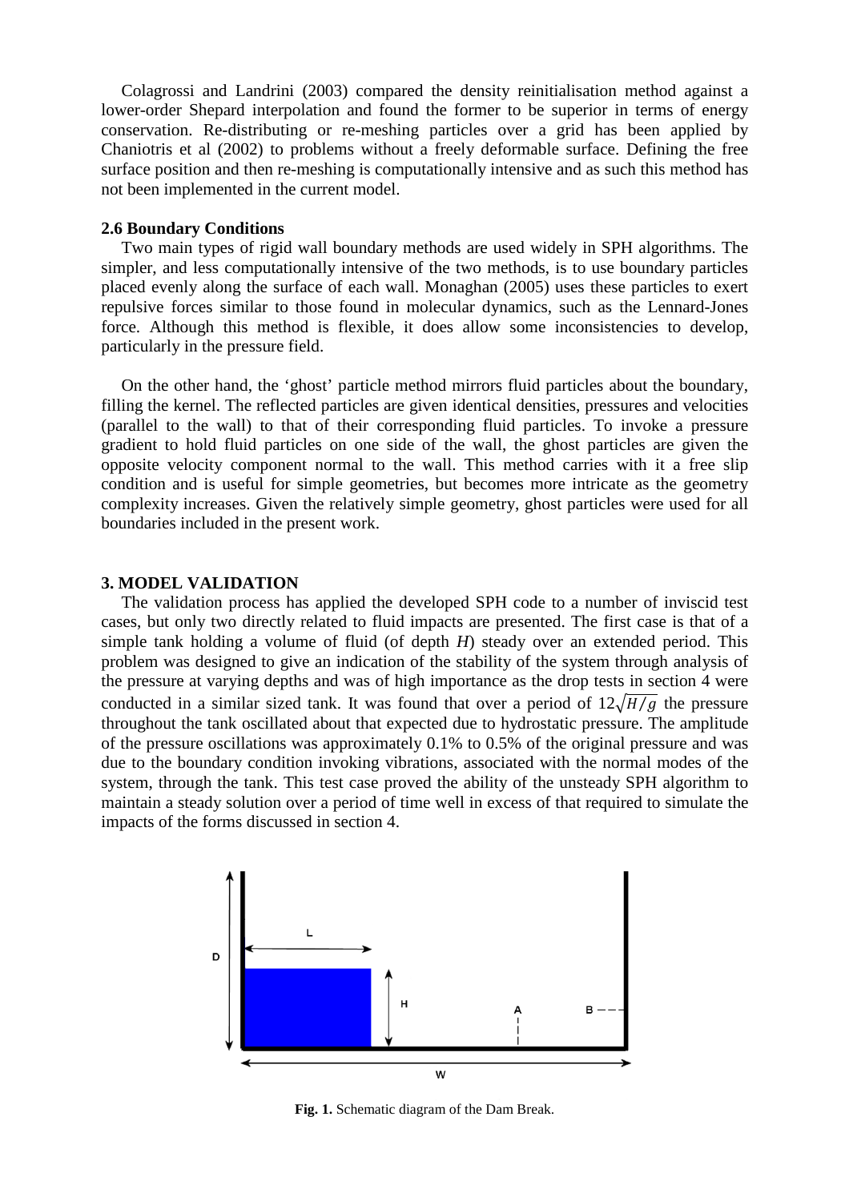Colagrossi and Landrini (2003) compared the density reinitialisation method against a lower-order Shepard interpolation and found the former to be superior in terms of energy conservation. Re-distributing or re-meshing particles over a grid has been applied by Chaniotris et al (2002) to problems without a freely deformable surface. Defining the free surface position and then re-meshing is computationally intensive and as such this method has not been implemented in the current model.

### 2.6 Boundary Conditions

Two main types of rigid wall boundary methods are used widely in SPH algorithms. The simpler, and less computationally intensive of the two methods, is to use boundary particles placed evenly along the surface of each wall. Monaghan (2005) uses these particles to exert repulsive forces similar to those found in molecular dynamics, such as the Lennard-Jones force. Although this method is flexible, it does allow some inconsistencies to develop, particularly in the pressure field.

On the other hand, the 'ghost' particle method mirrors fluid particles about the boundary, filling the kernel. The reflected particles are given identical densities, pressures and velocities (parallel to the wall) to that of their corresponding fluid particles. To invoke a pressure gradient to hold fluid particles on one side of the wall, the ghost particles are given the opposite velocity component normal to the wall. This method carries with it a free slip condition and is useful for simple geometries, but becomes more intricate as the geometry complexity increases. Given the relatively simple geometry, ghost particles were used for all boundaries included in the present work.

## 3. MODEL VALIDATION

The validation process has applied the developed SPH code to a number of inviscid test cases, but only two directly related to fluid impacts are presented. The first case is that of a simple tank holding a volume of fluid (of depth *H*) steady over an extended period. This problem was designed to give an indication of the stability of the system through analysis of the pressure at varying depths and was of high importance as the drop tests in section 4 were conducted in a similar sized tank. It was found that over a period of $12\sqrt{H/g}$ the pressure throughout the tank oscillated about that expected due to hydrostatic pressure. The amplitude of the pressure oscillations was approximately 0.1% to 0.5% of the original pressure and was due to the boundary condition invoking vibrations, associated with the normal modes of the system, through the tank. This test case proved the ability of the unsteady SPH algorithm to maintain a steady solution over a period of time well in excess of that required to simulate the impacts of the forms discussed in section 4.

L

D

H

A

B

W

**Fig. 1.** Schematic diagram of the Dam Break.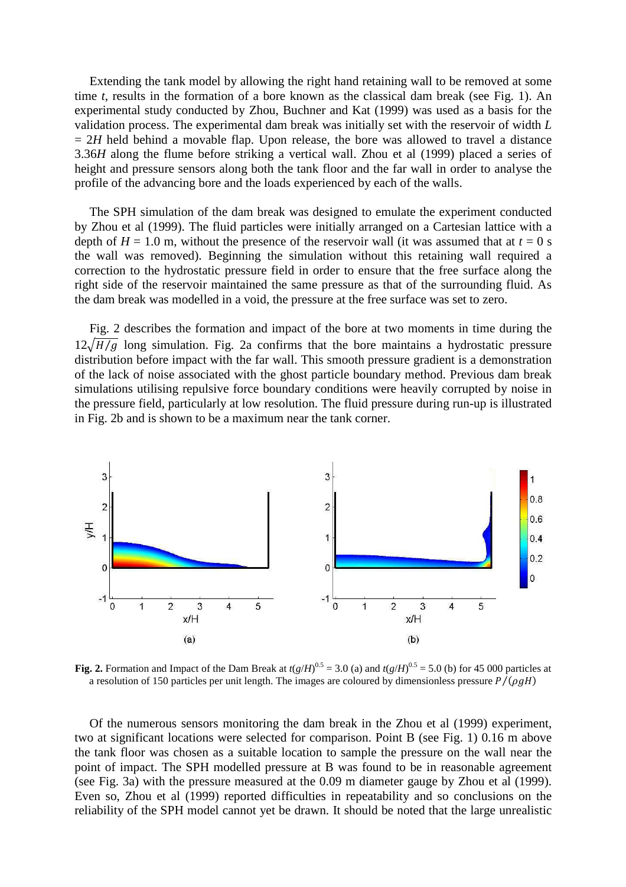Extending the tank model by allowing the right hand retaining wall to be removed at some time $t$, results in the formation of a bore known as the classical dam break (see Fig. 1). An experimental study conducted by Zhou, Buchner and Kat (1999) was used as a basis for the validation process. The experimental dam break was initially set with the reservoir of width $L = 2H$ held behind a movable flap. Upon release, the bore was allowed to travel a distance $3.36H$ along the flume before striking a vertical wall. Zhou et al (1999) placed a series of height and pressure sensors along both the tank floor and the far wall in order to analyse the profile of the advancing bore and the loads experienced by each of the walls.

The SPH simulation of the dam break was designed to emulate the experiment conducted by Zhou et al (1999). The fluid particles were initially arranged on a Cartesian lattice with a depth of $H = 1.0$ m, without the presence of the reservoir wall (it was assumed that at $t = 0$ s the wall was removed). Beginning the simulation without this retaining wall required a correction to the hydrostatic pressure field in order to ensure that the free surface along the right side of the reservoir maintained the same pressure as that of the surrounding fluid. As the dam break was modelled in a void, the pressure at the free surface was set to zero.

Fig. 2 describes the formation and impact of the bore at two moments in time during the $12\sqrt{H/g}$ long simulation. Fig. 2a confirms that the bore maintains a hydrostatic pressure distribution before impact with the far wall. This smooth pressure gradient is a demonstration of the lack of noise associated with the ghost particle boundary method. Previous dam break simulations utilising repulsive force boundary conditions were heavily corrupted by noise in the pressure field, particularly at low resolution. The fluid pressure during run-up is illustrated in Fig. 2b and is shown to be a maximum near the tank corner.

y/H
x/H
(a)
x/H
(b)
1
0.8
0.6
0.4
0.2
0

**Fig. 2.** Formation and Impact of the Dam Break at $t(g/H)^{0.5} = 3.0$ (a) and $t(g/H)^{0.5} = 5.0$ (b) for 45 000 particles at a resolution of 150 particles per unit length. The images are coloured by dimensionless pressure $P/(\rho g H)$

Of the numerous sensors monitoring the dam break in the Zhou et al (1999) experiment, two at significant locations were selected for comparison. Point B (see Fig. 1) 0.16 m above the tank floor was chosen as a suitable location to sample the pressure on the wall near the point of impact. The SPH modelled pressure at B was found to be in reasonable agreement (see Fig. 3a) with the pressure measured at the 0.09 m diameter gauge by Zhou et al (1999). Even so, Zhou et al (1999) reported difficulties in repeatability and so conclusions on the reliability of the SPH model cannot yet be drawn. It should be noted that the large unrealistic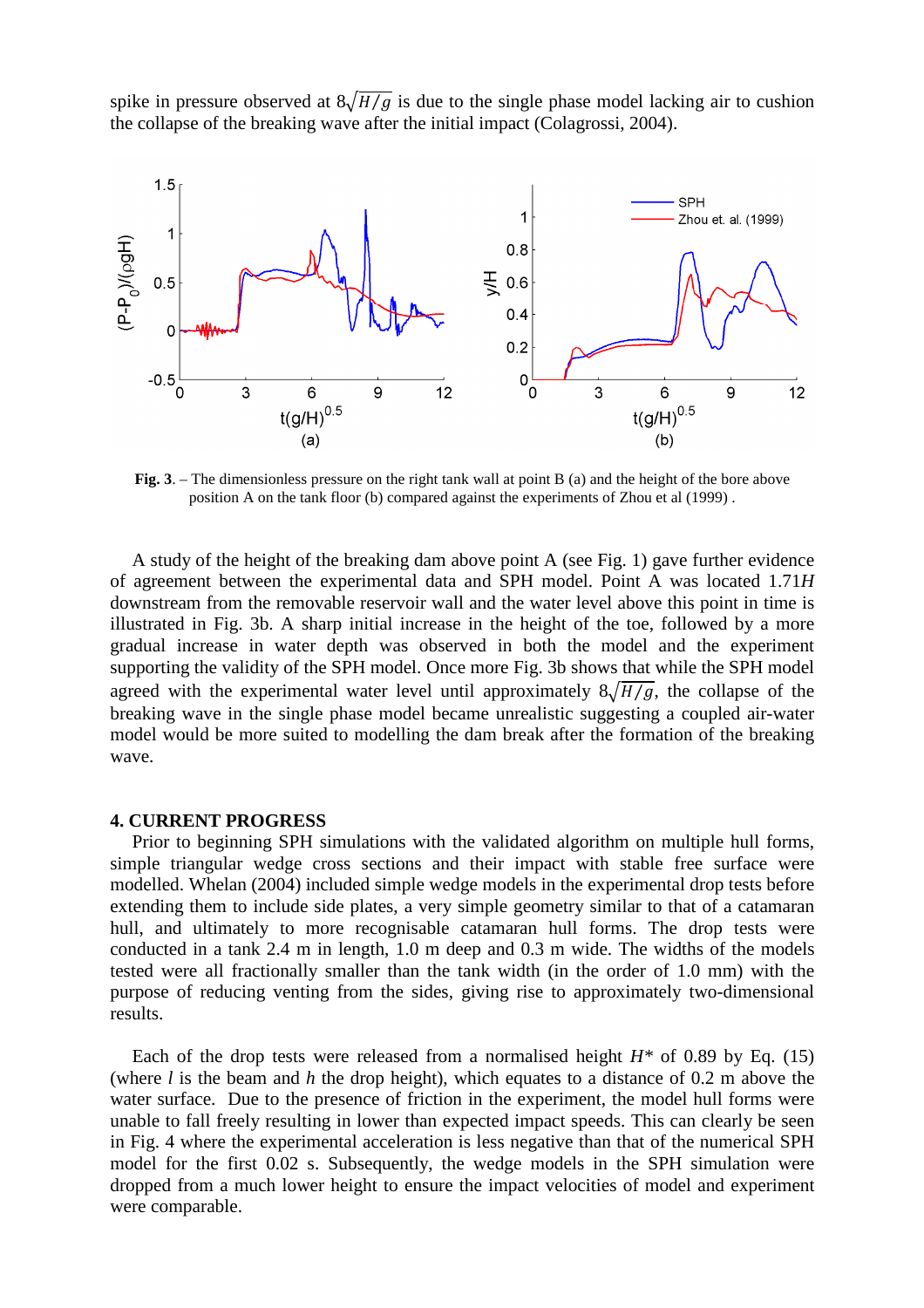spike in pressure observed at $8\sqrt{H/g}$ is due to the single phase model lacking air to cushion the collapse of the breaking wave after the initial impact (Colagrossi, 2004).

1.5
1
0.5
0
-0.5
$(P-P_0)/(\rho gH)$
0
3
6
9
12
$t(g/H)^{0.5}$
(a)

1
0.8
0.6
0.4
0.2
0
y/H
0
3
6
9
12
$t(g/H)^{0.5}$
(b)
SPH
Zhou et. al. (1999)

**Fig. 3**. – The dimensionless pressure on the right tank wall at point B (a) and the height of the bore above position A on the tank floor (b) compared against the experiments of Zhou et al (1999) .

A study of the height of the breaking dam above point A (see Fig. 1) gave further evidence of agreement between the experimental data and SPH model. Point A was located 1.71*H* downstream from the removable reservoir wall and the water level above this point in time is illustrated in Fig. 3b. A sharp initial increase in the height of the toe, followed by a more gradual increase in water depth was observed in both the model and the experiment supporting the validity of the SPH model. Once more Fig. 3b shows that while the SPH model agreed with the experimental water level until approximately $8\sqrt{H/g}$, the collapse of the breaking wave in the single phase model became unrealistic suggesting a coupled air-water model would be more suited to modelling the dam break after the formation of the breaking wave.

## 4. CURRENT PROGRESS

Prior to beginning SPH simulations with the validated algorithm on multiple hull forms, simple triangular wedge cross sections and their impact with stable free surface were modelled. Whelan (2004) included simple wedge models in the experimental drop tests before extending them to include side plates, a very simple geometry similar to that of a catamaran hull, and ultimately to more recognisable catamaran hull forms. The drop tests were conducted in a tank 2.4 m in length, 1.0 m deep and 0.3 m wide. The widths of the models tested were all fractionally smaller than the tank width (in the order of 1.0 mm) with the purpose of reducing venting from the sides, giving rise to approximately two-dimensional results.

Each of the drop tests were released from a normalised height $H^*$ of 0.89 by Eq. (15) (where $l$ is the beam and $h$ the drop height), which equates to a distance of 0.2 m above the water surface. Due to the presence of friction in the experiment, the model hull forms were unable to fall freely resulting in lower than expected impact speeds. This can clearly be seen in Fig. 4 where the experimental acceleration is less negative than that of the numerical SPH model for the first 0.02 s. Subsequently, the wedge models in the SPH simulation were dropped from a much lower height to ensure the impact velocities of model and experiment were comparable.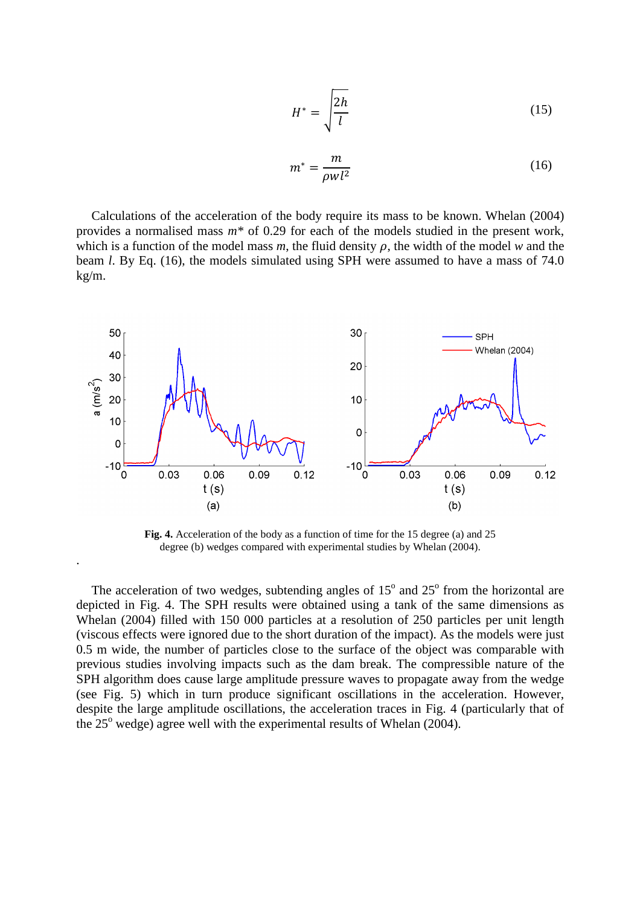$$H^* = \sqrt{\frac{2h}{l}} \tag{15}$$

$$m^* = \frac{m}{\rho w l^2} \tag{16}$$

Calculations of the acceleration of the body require its mass to be known. Whelan (2004) provides a normalised mass $m^*$ of 0.29 for each of the models studied in the present work, which is a function of the model mass $m$, the fluid density $\rho$, the width of the model $w$ and the beam $l$. By Eq. (16), the models simulated using SPH were assumed to have a mass of 74.0 kg/m.

50
40
30
20
10
0
-10
a (m/s$^2$)
0
0.03
0.06
0.09
0.12
t (s)
(a)

30
20
10
0
-10
0
0.03
0.06
0.09
0.12
t (s)
(b)
SPH
Whelan (2004)

**Fig. 4.** Acceleration of the body as a function of time for the 15 degree (a) and 25 degree (b) wedges compared with experimental studies by Whelan (2004).

.

The acceleration of two wedges, subtending angles of 15° and 25° from the horizontal are depicted in Fig. 4. The SPH results were obtained using a tank of the same dimensions as Whelan (2004) filled with 150 000 particles at a resolution of 250 particles per unit length (viscous effects were ignored due to the short duration of the impact). As the models were just 0.5 m wide, the number of particles close to the surface of the object was comparable with previous studies involving impacts such as the dam break. The compressible nature of the SPH algorithm does cause large amplitude pressure waves to propagate away from the wedge (see Fig. 5) which in turn produce significant oscillations in the acceleration. However, despite the large amplitude oscillations, the acceleration traces in Fig. 4 (particularly that of the 25° wedge) agree well with the experimental results of Whelan (2004).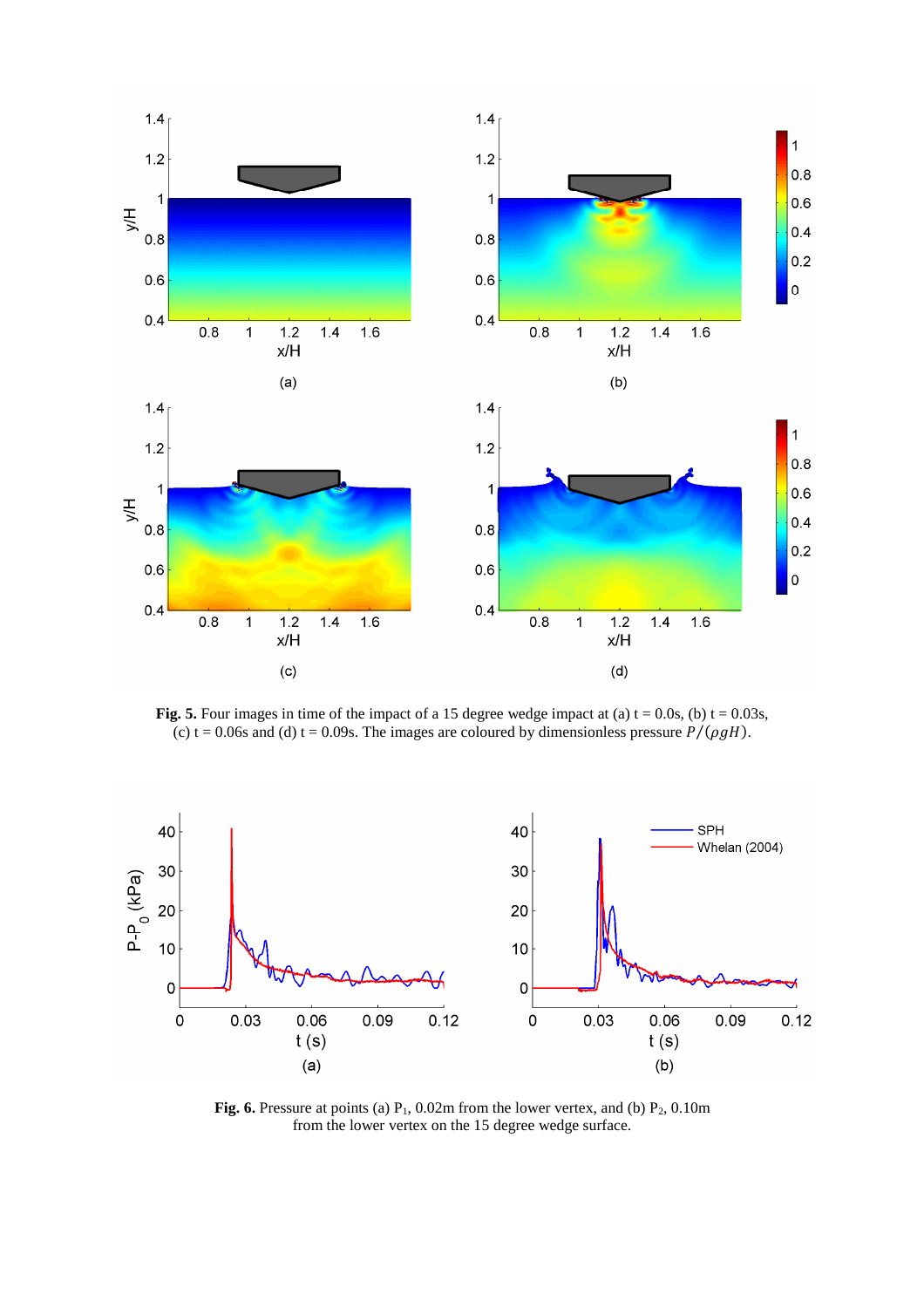y/H
1.4
1.2
1
0.8
0.6
0.4
0.8 1 1.2 1.4 1.6
x/H

(a)

1.4
1.2
1
0.8
0.6
0.4
0.8 1 1.2 1.4 1.6
x/H

(b)

1
0.8
0.6
0.4
0.2
0

y/H
1.4
1.2
1
0.8
0.6
0.4
0.8 1 1.2 1.4 1.6
x/H

(c)

1.4
1.2
1
0.8
0.6
0.4
0.8 1 1.2 1.4 1.6
x/H

(d)

1
0.8
0.6
0.4
0.2
0

**Fig. 5.** Four images in time of the impact of a 15 degree wedge impact at (a) t = 0.0s, (b) t = 0.03s, (c) t = 0.06s and (d) t = 0.09s. The images are coloured by dimensionless pressure $P/(\rho g H)$.

$P-P_0$ (kPa)
40
30
20
10
0
0 0.03 0.06 0.09 0.12
t (s)

(a)

SPH
Whelan (2004)
40
30
20
10
0
0 0.03 0.06 0.09 0.12
t (s)

(b)

**Fig. 6.** Pressure at points (a) $P_1$, 0.02m from the lower vertex, and (b) $P_2$, 0.10m from the lower vertex on the 15 degree wedge surface.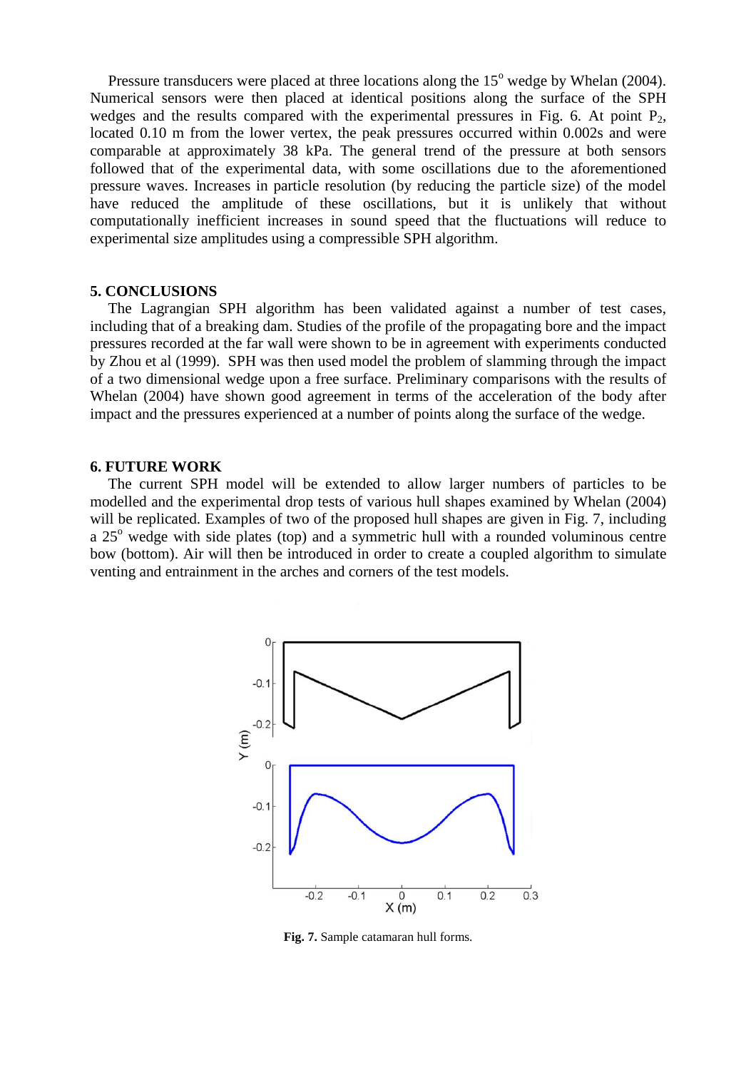Pressure transducers were placed at three locations along the 15° wedge by Whelan (2004). Numerical sensors were then placed at identical positions along the surface of the SPH wedges and the results compared with the experimental pressures in Fig. 6. At point $P_2$, located 0.10 m from the lower vertex, the peak pressures occurred within 0.002s and were comparable at approximately 38 kPa. The general trend of the pressure at both sensors followed that of the experimental data, with some oscillations due to the aforementioned pressure waves. Increases in particle resolution (by reducing the particle size) of the model have reduced the amplitude of these oscillations, but it is unlikely that without computationally inefficient increases in sound speed that the fluctuations will reduce to experimental size amplitudes using a compressible SPH algorithm.

## 5. CONCLUSIONS

The Lagrangian SPH algorithm has been validated against a number of test cases, including that of a breaking dam. Studies of the profile of the propagating bore and the impact pressures recorded at the far wall were shown to be in agreement with experiments conducted by Zhou et al (1999). SPH was then used model the problem of slamming through the impact of a two dimensional wedge upon a free surface. Preliminary comparisons with the results of Whelan (2004) have shown good agreement in terms of the acceleration of the body after impact and the pressures experienced at a number of points along the surface of the wedge.

## 6. FUTURE WORK

The current SPH model will be extended to allow larger numbers of particles to be modelled and the experimental drop tests of various hull shapes examined by Whelan (2004) will be replicated. Examples of two of the proposed hull shapes are given in Fig. 7, including a 25° wedge with side plates (top) and a symmetric hull with a rounded voluminous centre bow (bottom). Air will then be introduced in order to create a coupled algorithm to simulate venting and entrainment in the arches and corners of the test models.

**Fig. 7.** Sample catamaran hull forms.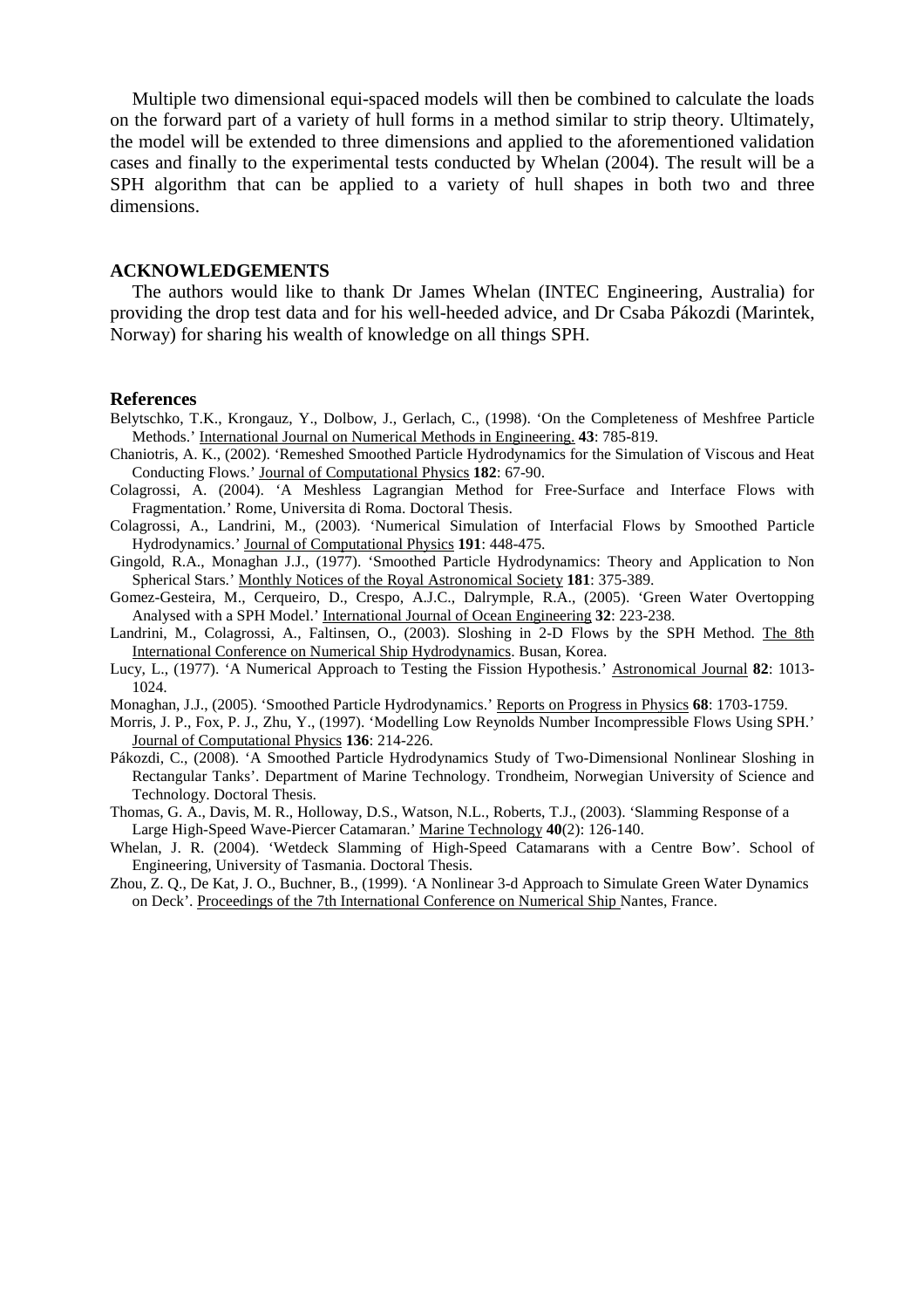Multiple two dimensional equi-spaced models will then be combined to calculate the loads on the forward part of a variety of hull forms in a method similar to strip theory. Ultimately, the model will be extended to three dimensions and applied to the aforementioned validation cases and finally to the experimental tests conducted by Whelan (2004). The result will be a SPH algorithm that can be applied to a variety of hull shapes in both two and three dimensions.

## ACKNOWLEDGEMENTS

The authors would like to thank Dr James Whelan (INTEC Engineering, Australia) for providing the drop test data and for his well-heeded advice, and Dr Csaba Pákozdi (Marintek, Norway) for sharing his wealth of knowledge on all things SPH.

## References

Belytschko, T.K., Krongauz, Y., Dolbow, J., Gerlach, C., (1998). 'On the Completeness of Meshfree Particle Methods.' International Journal on Numerical Methods in Engineering. **43**: 785-819.

Chaniotris, A. K., (2002). 'Remeshed Smoothed Particle Hydrodynamics for the Simulation of Viscous and Heat Conducting Flows.' Journal of Computational Physics **182**: 67-90.

Colagrossi, A. (2004). 'A Meshless Lagrangian Method for Free-Surface and Interface Flows with Fragmentation.' Rome, Universita di Roma. Doctoral Thesis.

Colagrossi, A., Landrini, M., (2003). 'Numerical Simulation of Interfacial Flows by Smoothed Particle Hydrodynamics.' Journal of Computational Physics **191**: 448-475.

Gingold, R.A., Monaghan J.J., (1977). 'Smoothed Particle Hydrodynamics: Theory and Application to Non Spherical Stars.' Monthly Notices of the Royal Astronomical Society **181**: 375-389.

Gomez-Gesteira, M., Cerqueiro, D., Crespo, A.J.C., Dalrymple, R.A., (2005). 'Green Water Overtopping Analysed with a SPH Model.' International Journal of Ocean Engineering **32**: 223-238.

Landrini, M., Colagrossi, A., Faltinsen, O., (2003). Sloshing in 2-D Flows by the SPH Method. The 8th International Conference on Numerical Ship Hydrodynamics. Busan, Korea.

Lucy, L., (1977). 'A Numerical Approach to Testing the Fission Hypothesis.' Astronomical Journal **82**: 1013-1024.

Monaghan, J.J., (2005). 'Smoothed Particle Hydrodynamics.' Reports on Progress in Physics **68**: 1703-1759.

Morris, J. P., Fox, P. J., Zhu, Y., (1997). 'Modelling Low Reynolds Number Incompressible Flows Using SPH.' Journal of Computational Physics **136**: 214-226.

Pákozdi, C., (2008). 'A Smoothed Particle Hydrodynamics Study of Two-Dimensional Nonlinear Sloshing in Rectangular Tanks'. Department of Marine Technology. Trondheim, Norwegian University of Science and Technology. Doctoral Thesis.

Thomas, G. A., Davis, M. R., Holloway, D.S., Watson, N.L., Roberts, T.J., (2003). 'Slamming Response of a Large High-Speed Wave-Piercer Catamaran.' Marine Technology **40**(2): 126-140.

Whelan, J. R. (2004). 'Wetdeck Slamming of High-Speed Catamarans with a Centre Bow'. School of Engineering, University of Tasmania. Doctoral Thesis.

Zhou, Z. Q., De Kat, J. O., Buchner, B., (1999). 'A Nonlinear 3-d Approach to Simulate Green Water Dynamics on Deck'. Proceedings of the 7th International Conference on Numerical Ship Nantes, France.